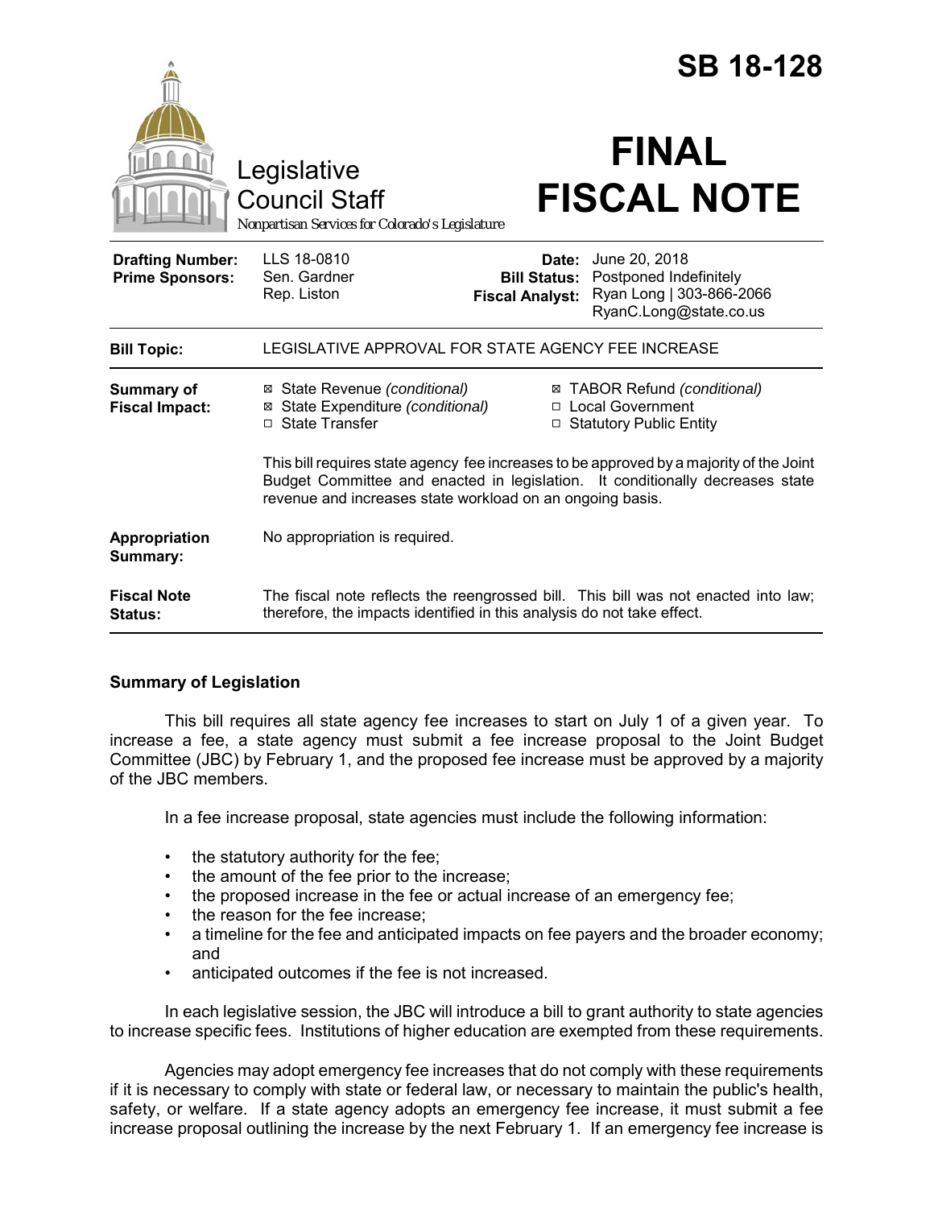# SB 18-128

Legislative Council Staff

*Nonpartisan Services for Colorado's Legislature*

# FINAL FISCAL NOTE

| | | | |
|---|---|---|---|
| **Drafting Number:** | LLS 18-0810 | **Date:** | June 20, 2018 |
| **Prime Sponsors:** | Sen. Gardner | **Bill Status:** | Postponed Indefinitely |
| | Rep. Liston | **Fiscal Analyst:** | Ryan Long \| 303-866-2066 |
| | | | RyanC.Long@state.co.us |

| | |
|---|---|
| **Bill Topic:** | LEGISLATIVE APPROVAL FOR STATE AGENCY FEE INCREASE |
| **Summary of Fiscal Impact:** | ☒ State Revenue *(conditional)* ☒ TABOR Refund *(conditional)*<br>☒ State Expenditure *(conditional)* ☐ Local Government<br>☐ State Transfer ☐ Statutory Public Entity<br><br>This bill requires state agency fee increases to be approved by a majority of the Joint Budget Committee and enacted in legislation. It conditionally decreases state revenue and increases state workload on an ongoing basis. |
| **Appropriation Summary:** | No appropriation is required. |
| **Fiscal Note Status:** | The fiscal note reflects the reengrossed bill. This bill was not enacted into law; therefore, the impacts identified in this analysis do not take effect. |

## Summary of Legislation

This bill requires all state agency fee increases to start on July 1 of a given year. To increase a fee, a state agency must submit a fee increase proposal to the Joint Budget Committee (JBC) by February 1, and the proposed fee increase must be approved by a majority of the JBC members.

In a fee increase proposal, state agencies must include the following information:

- the statutory authority for the fee;
- the amount of the fee prior to the increase;
- the proposed increase in the fee or actual increase of an emergency fee;
- the reason for the fee increase;
- a timeline for the fee and anticipated impacts on fee payers and the broader economy; and
- anticipated outcomes if the fee is not increased.

In each legislative session, the JBC will introduce a bill to grant authority to state agencies to increase specific fees. Institutions of higher education are exempted from these requirements.

Agencies may adopt emergency fee increases that do not comply with these requirements if it is necessary to comply with state or federal law, or necessary to maintain the public's health, safety, or welfare. If a state agency adopts an emergency fee increase, it must submit a fee increase proposal outlining the increase by the next February 1. If an emergency fee increase is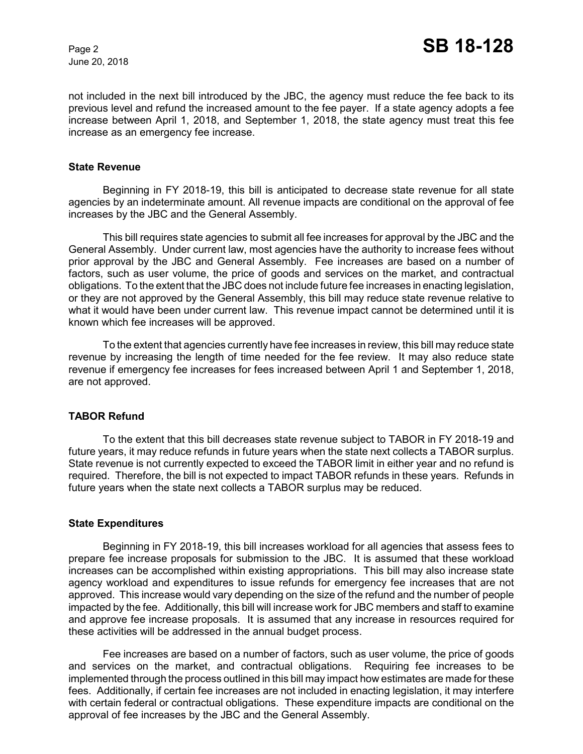not included in the next bill introduced by the JBC, the agency must reduce the fee back to its previous level and refund the increased amount to the fee payer. If a state agency adopts a fee increase between April 1, 2018, and September 1, 2018, the state agency must treat this fee increase as an emergency fee increase.

### State Revenue

Beginning in FY 2018-19, this bill is anticipated to decrease state revenue for all state agencies by an indeterminate amount. All revenue impacts are conditional on the approval of fee increases by the JBC and the General Assembly.

This bill requires state agencies to submit all fee increases for approval by the JBC and the General Assembly. Under current law, most agencies have the authority to increase fees without prior approval by the JBC and General Assembly. Fee increases are based on a number of factors, such as user volume, the price of goods and services on the market, and contractual obligations. To the extent that the JBC does not include future fee increases in enacting legislation, or they are not approved by the General Assembly, this bill may reduce state revenue relative to what it would have been under current law. This revenue impact cannot be determined until it is known which fee increases will be approved.

To the extent that agencies currently have fee increases in review, this bill may reduce state revenue by increasing the length of time needed for the fee review. It may also reduce state revenue if emergency fee increases for fees increased between April 1 and September 1, 2018, are not approved.

### TABOR Refund

To the extent that this bill decreases state revenue subject to TABOR in FY 2018-19 and future years, it may reduce refunds in future years when the state next collects a TABOR surplus. State revenue is not currently expected to exceed the TABOR limit in either year and no refund is required. Therefore, the bill is not expected to impact TABOR refunds in these years. Refunds in future years when the state next collects a TABOR surplus may be reduced.

### State Expenditures

Beginning in FY 2018-19, this bill increases workload for all agencies that assess fees to prepare fee increase proposals for submission to the JBC. It is assumed that these workload increases can be accomplished within existing appropriations. This bill may also increase state agency workload and expenditures to issue refunds for emergency fee increases that are not approved. This increase would vary depending on the size of the refund and the number of people impacted by the fee. Additionally, this bill will increase work for JBC members and staff to examine and approve fee increase proposals. It is assumed that any increase in resources required for these activities will be addressed in the annual budget process.

Fee increases are based on a number of factors, such as user volume, the price of goods and services on the market, and contractual obligations. Requiring fee increases to be implemented through the process outlined in this bill may impact how estimates are made for these fees. Additionally, if certain fee increases are not included in enacting legislation, it may interfere with certain federal or contractual obligations. These expenditure impacts are conditional on the approval of fee increases by the JBC and the General Assembly.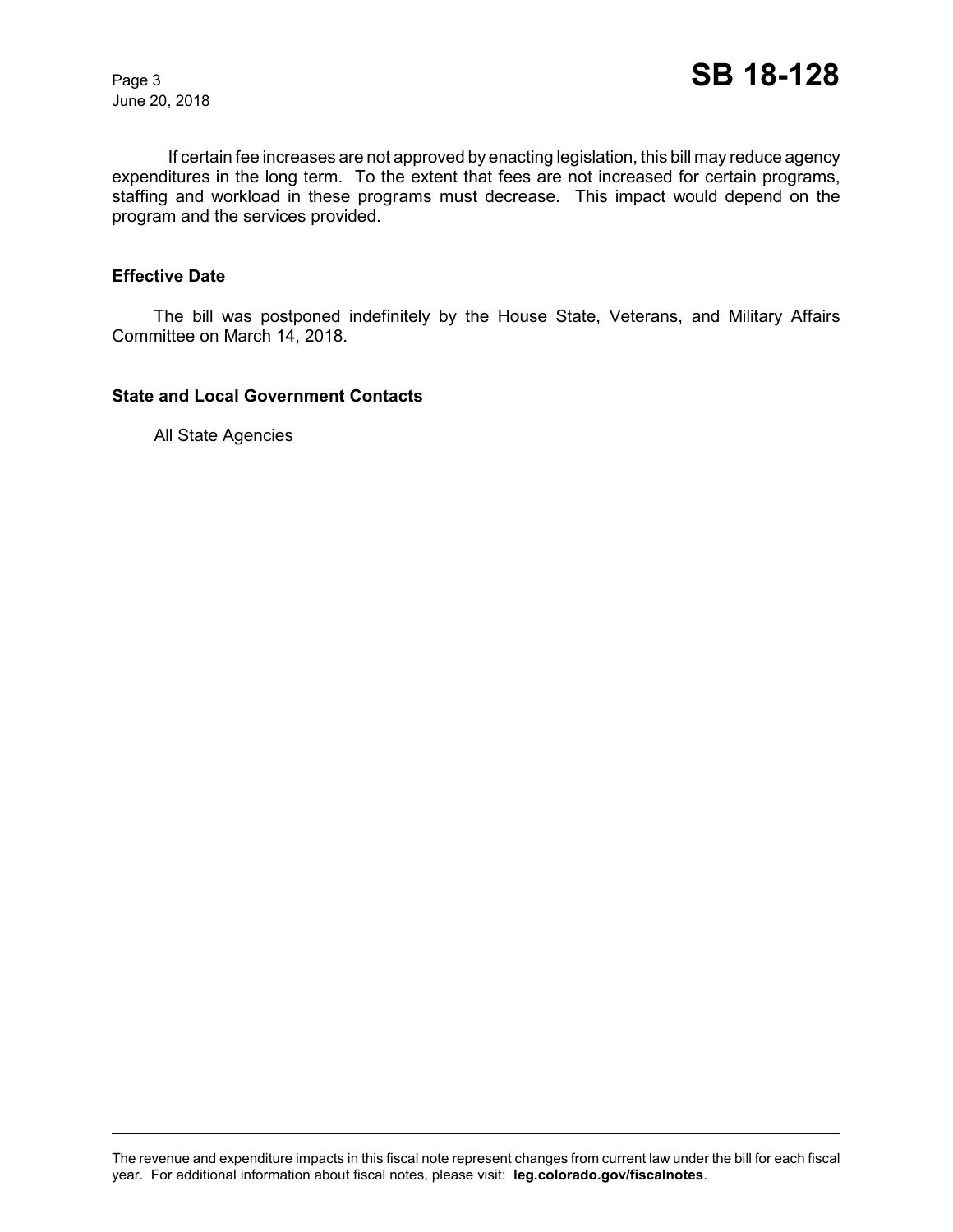If certain fee increases are not approved by enacting legislation, this bill may reduce agency expenditures in the long term. To the extent that fees are not increased for certain programs, staffing and workload in these programs must decrease. This impact would depend on the program and the services provided.

### Effective Date

The bill was postponed indefinitely by the House State, Veterans, and Military Affairs Committee on March 14, 2018.

### State and Local Government Contacts

All State Agencies

The revenue and expenditure impacts in this fiscal note represent changes from current law under the bill for each fiscal year. For additional information about fiscal notes, please visit: **leg.colorado.gov/fiscalnotes**.